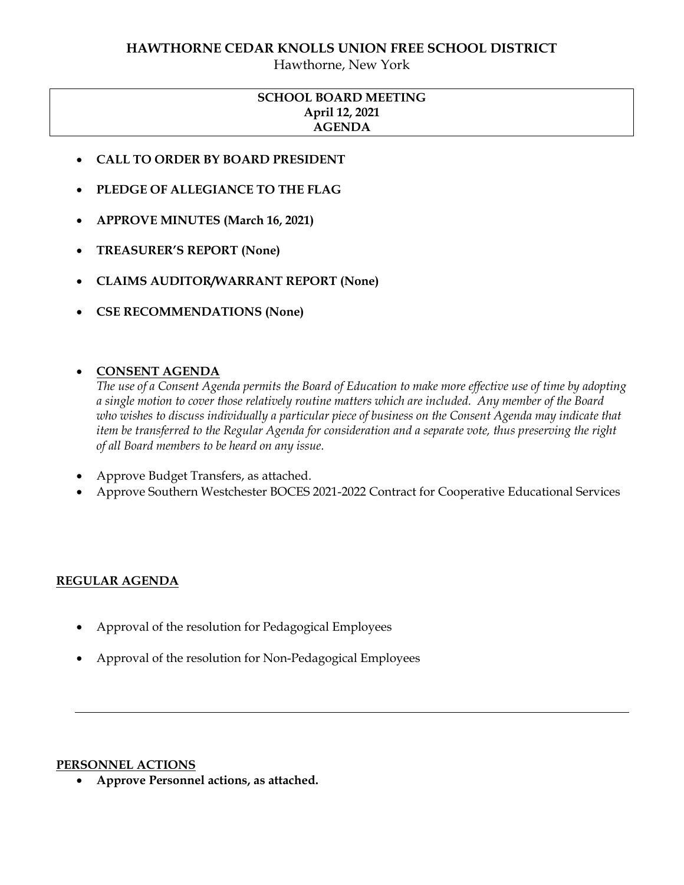# HAWTHORNE CEDAR KNOLLS UNION FREE SCHOOL DISTRICT

Hawthorne, New York

**SCHOOL BOARD MEETING**
**April 12, 2021**
**AGENDA**

- **CALL TO ORDER BY BOARD PRESIDENT**
- **PLEDGE OF ALLEGIANCE TO THE FLAG**
- **APPROVE MINUTES (March 16, 2021)**
- **TREASURER'S REPORT (None)**
- **CLAIMS AUDITOR/WARRANT REPORT (None)**
- **CSE RECOMMENDATIONS (None)**

- **CONSENT AGENDA**

  *The use of a Consent Agenda permits the Board of Education to make more effective use of time by adopting a single motion to cover those relatively routine matters which are included. Any member of the Board who wishes to discuss individually a particular piece of business on the Consent Agenda may indicate that item be transferred to the Regular Agenda for consideration and a separate vote, thus preserving the right of all Board members to be heard on any issue.*

- Approve Budget Transfers, as attached.
- Approve Southern Westchester BOCES 2021-2022 Contract for Cooperative Educational Services

## REGULAR AGENDA

- Approval of the resolution for Pedagogical Employees
- Approval of the resolution for Non-Pedagogical Employees

---

## PERSONNEL ACTIONS

- **Approve Personnel actions, as attached.**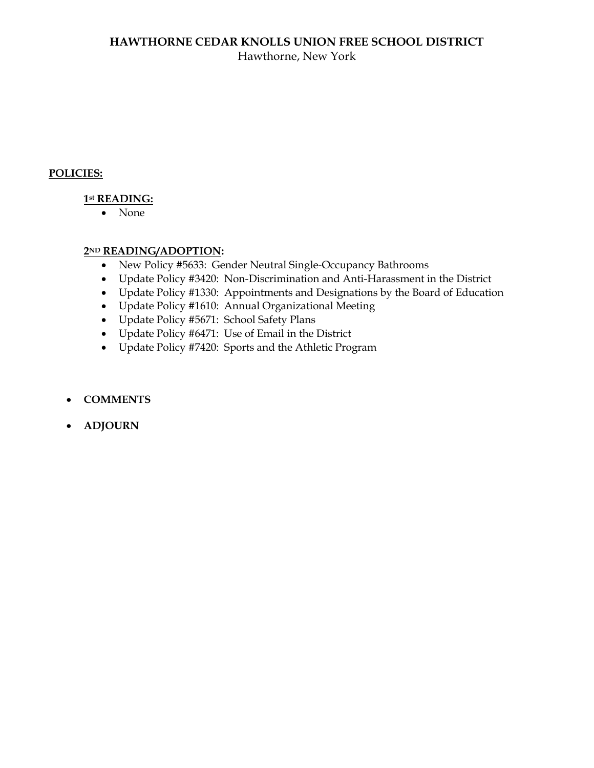**HAWTHORNE CEDAR KNOLLS UNION FREE SCHOOL DISTRICT**
Hawthorne, New York

**POLICIES:**

**1st READING:**

- None

**2ND READING/ADOPTION:**

- New Policy #5633: Gender Neutral Single-Occupancy Bathrooms
- Update Policy #3420: Non-Discrimination and Anti-Harassment in the District
- Update Policy #1330: Appointments and Designations by the Board of Education
- Update Policy #1610: Annual Organizational Meeting
- Update Policy #5671: School Safety Plans
- Update Policy #6471: Use of Email in the District
- Update Policy #7420: Sports and the Athletic Program

- **COMMENTS**
- **ADJOURN**